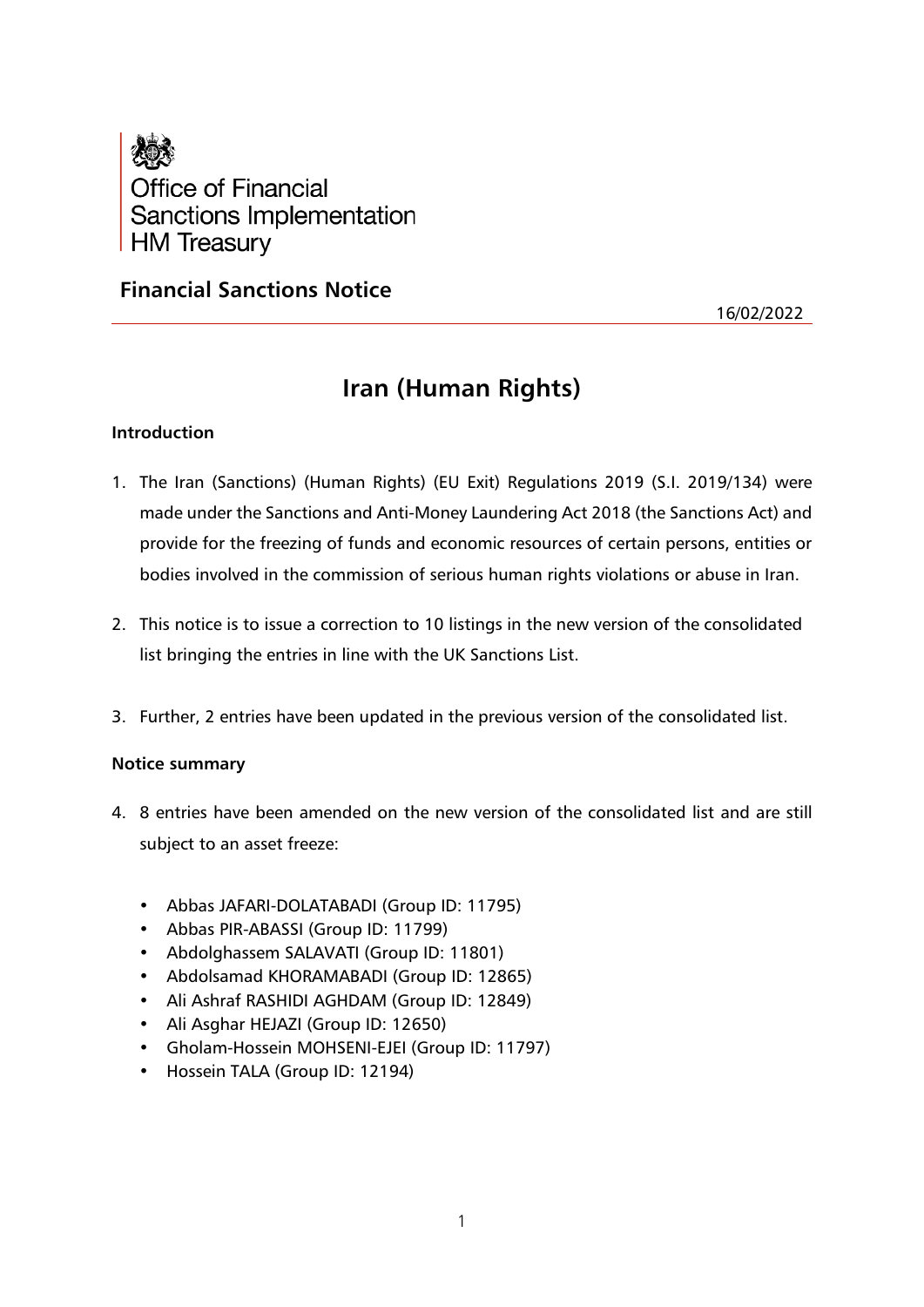Office of Financial Sanctions Implementation
HM Treasury

## Financial Sanctions Notice

16/02/2022

# Iran (Human Rights)

### Introduction

1. The Iran (Sanctions) (Human Rights) (EU Exit) Regulations 2019 (S.I. 2019/134) were made under the Sanctions and Anti-Money Laundering Act 2018 (the Sanctions Act) and provide for the freezing of funds and economic resources of certain persons, entities or bodies involved in the commission of serious human rights violations or abuse in Iran.

2. This notice is to issue a correction to 10 listings in the new version of the consolidated list bringing the entries in line with the UK Sanctions List.

3. Further, 2 entries have been updated in the previous version of the consolidated list.

### Notice summary

4. 8 entries have been amended on the new version of the consolidated list and are still subject to an asset freeze:

   - Abbas JAFARI-DOLATABADI (Group ID: 11795)
   - Abbas PIR-ABASSI (Group ID: 11799)
   - Abdolghassem SALAVATI (Group ID: 11801)
   - Abdolsamad KHORAMABADI (Group ID: 12865)
   - Ali Ashraf RASHIDI AGHDAM (Group ID: 12849)
   - Ali Asghar HEJAZI (Group ID: 12650)
   - Gholam-Hossein MOHSENI-EJEI (Group ID: 11797)
   - Hossein TALA (Group ID: 12194)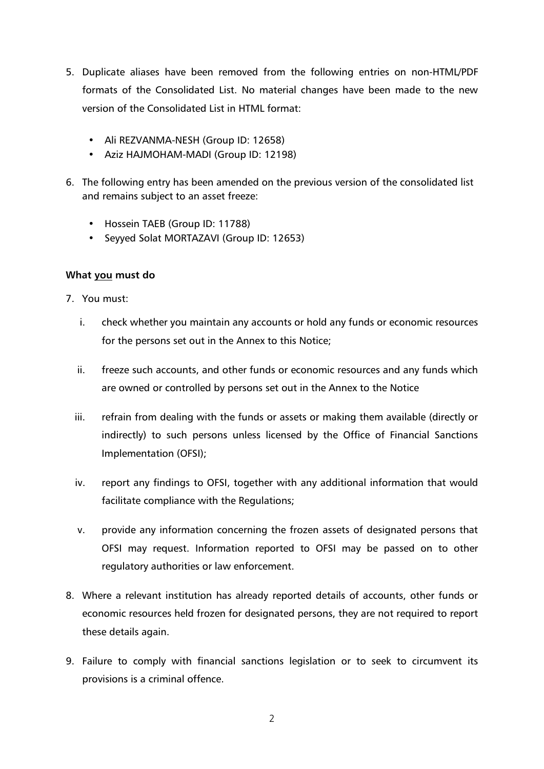5. Duplicate aliases have been removed from the following entries on non-HTML/PDF formats of the Consolidated List. No material changes have been made to the new version of the Consolidated List in HTML format:

    - Ali REZVANMA-NESH (Group ID: 12658)
    - Aziz HAJMOHAM-MADI (Group ID: 12198)

6. The following entry has been amended on the previous version of the consolidated list and remains subject to an asset freeze:

    - Hossein TAEB (Group ID: 11788)
    - Seyyed Solat MORTAZAVI (Group ID: 12653)

**What you must do**

7. You must:

    i. check whether you maintain any accounts or hold any funds or economic resources for the persons set out in the Annex to this Notice;

    ii. freeze such accounts, and other funds or economic resources and any funds which are owned or controlled by persons set out in the Annex to the Notice

    iii. refrain from dealing with the funds or assets or making them available (directly or indirectly) to such persons unless licensed by the Office of Financial Sanctions Implementation (OFSI);

    iv. report any findings to OFSI, together with any additional information that would facilitate compliance with the Regulations;

    v. provide any information concerning the frozen assets of designated persons that OFSI may request. Information reported to OFSI may be passed on to other regulatory authorities or law enforcement.

8. Where a relevant institution has already reported details of accounts, other funds or economic resources held frozen for designated persons, they are not required to report these details again.

9. Failure to comply with financial sanctions legislation or to seek to circumvent its provisions is a criminal offence.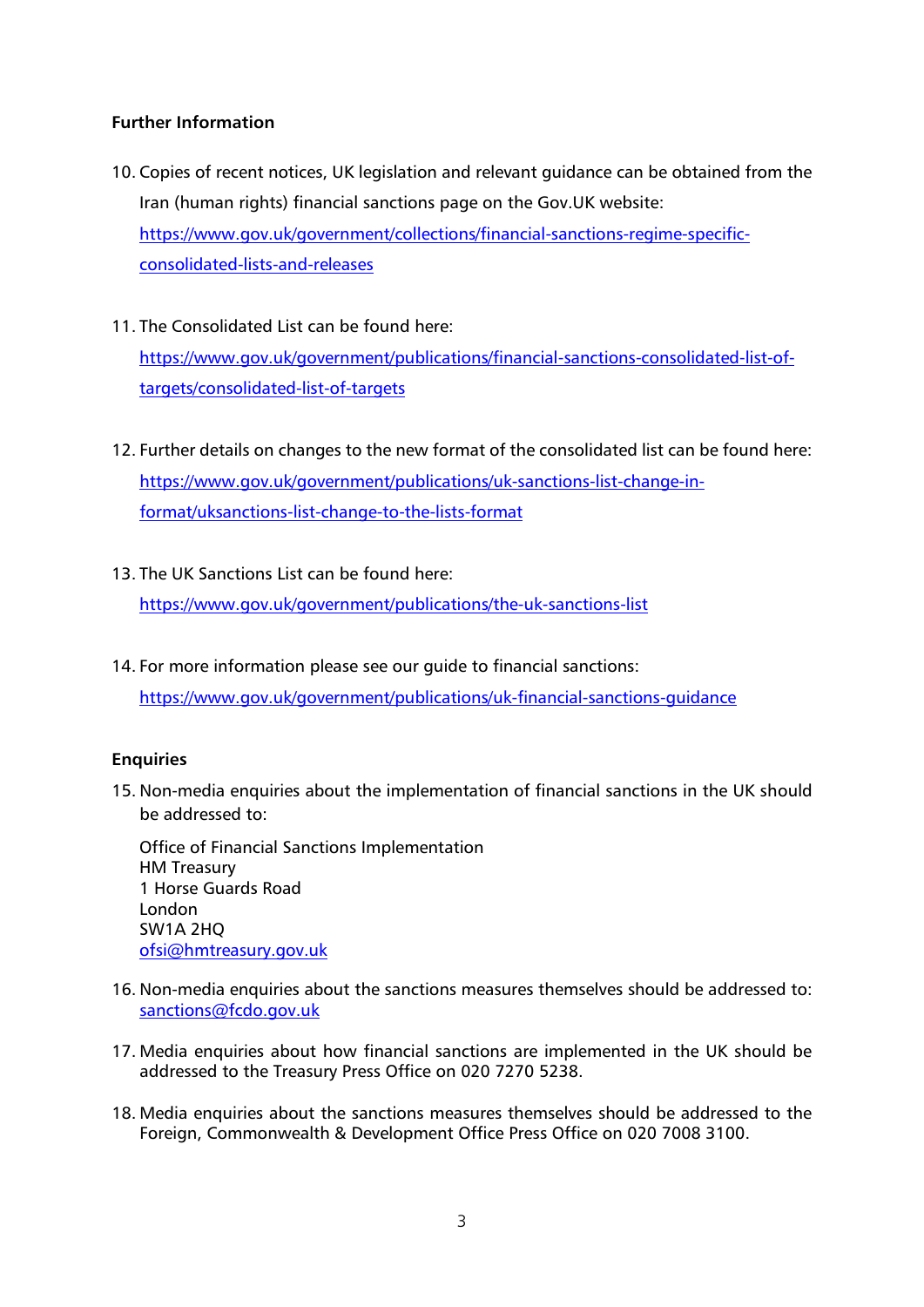**Further Information**

10. Copies of recent notices, UK legislation and relevant guidance can be obtained from the Iran (human rights) financial sanctions page on the Gov.UK website: https://www.gov.uk/government/collections/financial-sanctions-regime-specific-consolidated-lists-and-releases

11. The Consolidated List can be found here: https://www.gov.uk/government/publications/financial-sanctions-consolidated-list-of-targets/consolidated-list-of-targets

12. Further details on changes to the new format of the consolidated list can be found here: https://www.gov.uk/government/publications/uk-sanctions-list-change-in-format/uksanctions-list-change-to-the-lists-format

13. The UK Sanctions List can be found here: https://www.gov.uk/government/publications/the-uk-sanctions-list

14. For more information please see our guide to financial sanctions: https://www.gov.uk/government/publications/uk-financial-sanctions-guidance

**Enquiries**

15. Non-media enquiries about the implementation of financial sanctions in the UK should be addressed to:

    Office of Financial Sanctions Implementation
    HM Treasury
    1 Horse Guards Road
    London
    SW1A 2HQ
    ofsi@hmtreasury.gov.uk

16. Non-media enquiries about the sanctions measures themselves should be addressed to: sanctions@fcdo.gov.uk

17. Media enquiries about how financial sanctions are implemented in the UK should be addressed to the Treasury Press Office on 020 7270 5238.

18. Media enquiries about the sanctions measures themselves should be addressed to the Foreign, Commonwealth & Development Office Press Office on 020 7008 3100.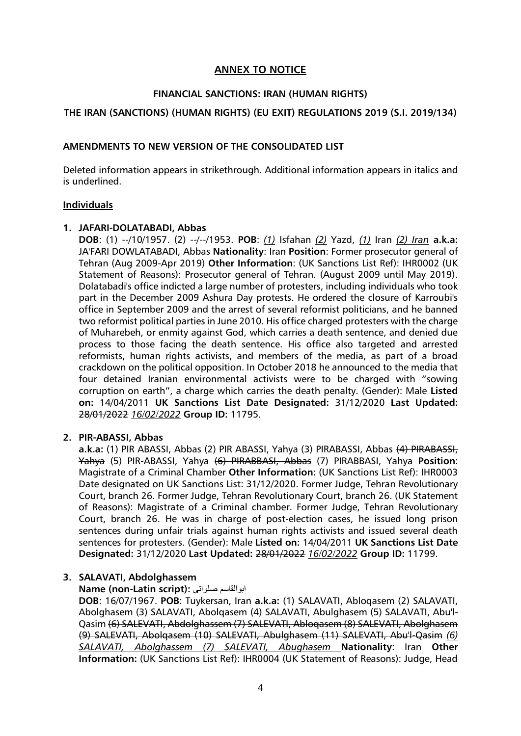# ANNEX TO NOTICE

## FINANCIAL SANCTIONS: IRAN (HUMAN RIGHTS)

## THE IRAN (SANCTIONS) (HUMAN RIGHTS) (EU EXIT) REGULATIONS 2019 (S.I. 2019/134)

### AMENDMENTS TO NEW VERSION OF THE CONSOLIDATED LIST

Deleted information appears in strikethrough. Additional information appears in italics and is underlined.

### Individuals

1. **JAFARI-DOLATABADI, Abbas**

   **DOB**: (1) --/10/1957. (2) --/--/1953. **POB**: *<u>(1)</u>* Isfahan *<u>(2)</u>* Yazd, *<u>(1)</u>* Iran *<u>(2) Iran</u>* **a.k.a:** JA'FARI DOWLATABADI, Abbas **Nationality**: Iran **Position**: Former prosecutor general of Tehran (Aug 2009-Apr 2019) **Other Information**: (UK Sanctions List Ref): IHR0002 (UK Statement of Reasons): Prosecutor general of Tehran. (August 2009 until May 2019). Dolatabadi's office indicted a large number of protesters, including individuals who took part in the December 2009 Ashura Day protests. He ordered the closure of Karroubi's office in September 2009 and the arrest of several reformist politicians, and he banned two reformist political parties in June 2010. His office charged protesters with the charge of Muharebeh, or enmity against God, which carries a death sentence, and denied due process to those facing the death sentence. His office also targeted and arrested reformists, human rights activists, and members of the media, as part of a broad crackdown on the political opposition. In October 2018 he announced to the media that four detained Iranian environmental activists were to be charged with "sowing corruption on earth", a charge which carries the death penalty. (Gender): Male **Listed on:** 14/04/2011 **UK Sanctions List Date Designated:** 31/12/2020 **Last Updated:** ~~28/01/2022~~ *<u>16/02/2022</u>* **Group ID:** 11795.

2. **PIR-ABASSI, Abbas**

   **a.k.a:** (1) PIR ABASSI, Abbas (2) PIR ABASSI, Yahya (3) PIRABASSI, Abbas ~~(4) PIRABASSI, Yahya~~ (5) PIR-ABASSI, Yahya ~~(6) PIRABBASI, Abbas~~ (7) PIRABBASI, Yahya **Position**: Magistrate of a Criminal Chamber **Other Information:** (UK Sanctions List Ref): IHR0003 Date designated on UK Sanctions List: 31/12/2020. Former Judge, Tehran Revolutionary Court, branch 26. Former Judge, Tehran Revolutionary Court, branch 26. (UK Statement of Reasons): Magistrate of a Criminal chamber. Former Judge, Tehran Revolutionary Court, branch 26. He was in charge of post-election cases, he issued long prison sentences during unfair trials against human rights activists and issued several death sentences for protesters. (Gender): Male **Listed on:** 14/04/2011 **UK Sanctions List Date Designated:** 31/12/2020 **Last Updated:** ~~28/01/2022~~ *<u>16/02/2022</u>* **Group ID:** 11799.

3. **SALAVATI, Abdolghassem**

   **Name (non-Latin script):** ابوالقاسم صلواتی

   **DOB**: 16/07/1967. **POB**: Tuykersan, Iran **a.k.a:** (1) SALAVATI, Abloqasem (2) SALAVATI, Abolghasem (3) SALAVATI, Abolqasem (4) SALAVATI, Abulghasem (5) SALAVATI, Abu'l-Qasim ~~(6) SALEVATI, Abdolghassem (7) SALEVATI, Abloqasem (8) SALEVATI, Abolghasem (9) SALEVATI, Abolqasem (10) SALEVATI, Abulghasem (11) SALEVATI, Abu'l-Qasim~~ *<u>(6) SALAVATI, Abolghassem (7) SALEVATI, Abughasem</u>* **Nationality**: Iran **Other Information:** (UK Sanctions List Ref): IHR0004 (UK Statement of Reasons): Judge, Head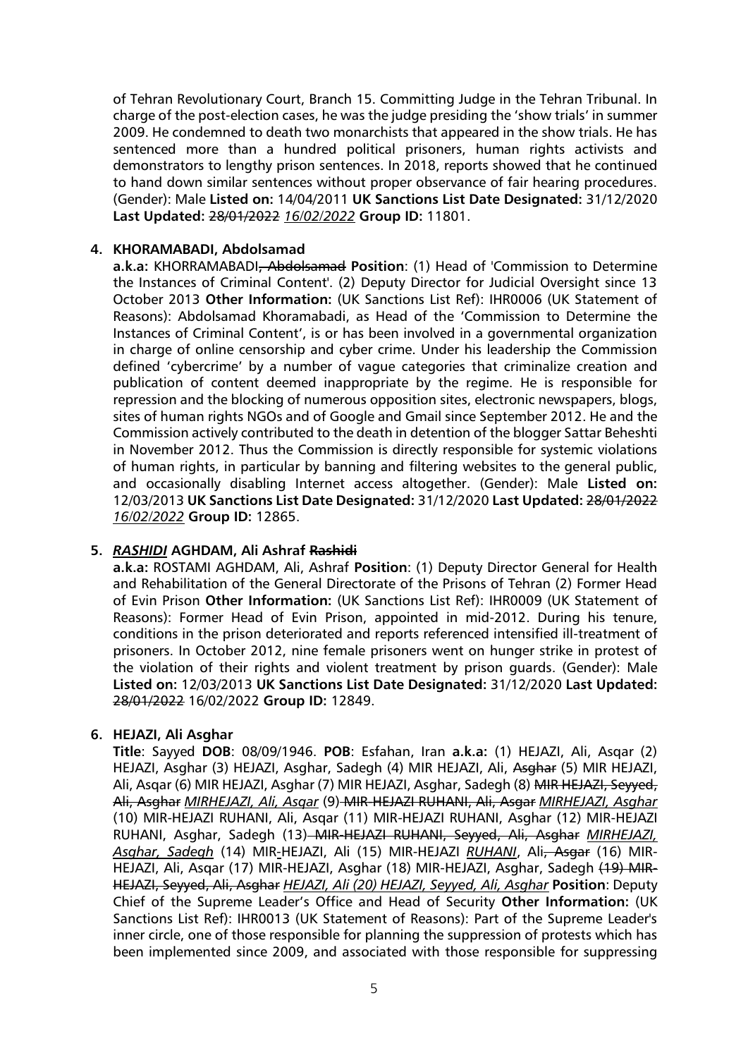of Tehran Revolutionary Court, Branch 15. Committing Judge in the Tehran Tribunal. In charge of the post-election cases, he was the judge presiding the 'show trials' in summer 2009. He condemned to death two monarchists that appeared in the show trials. He has sentenced more than a hundred political prisoners, human rights activists and demonstrators to lengthy prison sentences. In 2018, reports showed that he continued to hand down similar sentences without proper observance of fair hearing procedures. (Gender): Male **Listed on:** 14/04/2011 **UK Sanctions List Date Designated:** 31/12/2020 **Last Updated:** ~~28/01/2022~~ *16/02/2022* **Group ID:** 11801.

**4. KHORAMABADI, Abdolsamad**

**a.k.a:** KHORRAMABADI~~, Abdolsamad~~ **Position**: (1) Head of 'Commission to Determine the Instances of Criminal Content'. (2) Deputy Director for Judicial Oversight since 13 October 2013 **Other Information:** (UK Sanctions List Ref): IHR0006 (UK Statement of Reasons): Abdolsamad Khoramabadi, as Head of the 'Commission to Determine the Instances of Criminal Content', is or has been involved in a governmental organization in charge of online censorship and cyber crime. Under his leadership the Commission defined 'cybercrime' by a number of vague categories that criminalize creation and publication of content deemed inappropriate by the regime. He is responsible for repression and the blocking of numerous opposition sites, electronic newspapers, blogs, sites of human rights NGOs and of Google and Gmail since September 2012. He and the Commission actively contributed to the death in detention of the blogger Sattar Beheshti in November 2012. Thus the Commission is directly responsible for systemic violations of human rights, in particular by banning and filtering websites to the general public, and occasionally disabling Internet access altogether. (Gender): Male **Listed on:** 12/03/2013 **UK Sanctions List Date Designated:** 31/12/2020 **Last Updated:** ~~28/01/2022~~ *16/02/2022* **Group ID:** 12865.

**5. *RASHIDI* AGHDAM, Ali Ashraf ~~Rashidi~~**

**a.k.a:** ROSTAMI AGHDAM, Ali, Ashraf **Position**: (1) Deputy Director General for Health and Rehabilitation of the General Directorate of the Prisons of Tehran (2) Former Head of Evin Prison **Other Information:** (UK Sanctions List Ref): IHR0009 (UK Statement of Reasons): Former Head of Evin Prison, appointed in mid-2012. During his tenure, conditions in the prison deteriorated and reports referenced intensified ill-treatment of prisoners. In October 2012, nine female prisoners went on hunger strike in protest of the violation of their rights and violent treatment by prison guards. (Gender): Male **Listed on:** 12/03/2013 **UK Sanctions List Date Designated:** 31/12/2020 **Last Updated:** ~~28/01/2022~~ 16/02/2022 **Group ID:** 12849.

**6. HEJAZI, Ali Asghar**

**Title**: Sayyed **DOB**: 08/09/1946. **POB**: Esfahan, Iran **a.k.a:** (1) HEJAZI, Ali, Asqar (2) HEJAZI, Asghar (3) HEJAZI, Asghar, Sadegh (4) MIR HEJAZI, Ali, ~~Asghar~~ (5) MIR HEJAZI, Ali, Asqar (6) MIR HEJAZI, Asghar (7) MIR HEJAZI, Asghar, Sadegh (8) ~~MIR HEJAZI, Seyyed, Ali, Asghar~~ *MIRHEJAZI, Ali, Asqar* (9) ~~MIR-HEJAZI RUHANI, Ali, Asgar~~ *MIRHEJAZI, Asghar* (10) MIR-HEJAZI RUHANI, Ali, Asqar (11) MIR-HEJAZI RUHANI, Asghar (12) MIR-HEJAZI RUHANI, Asghar, Sadegh (13) ~~MIR-HEJAZI RUHANI, Seyyed, Ali, Asghar~~ *MIRHEJAZI, Asghar, Sadegh* (14) MIR-HEJAZI, Ali (15) MIR-HEJAZI *RUHANI*, Ali~~, Asgar~~ (16) MIR-HEJAZI, Ali, Asqar (17) MIR-HEJAZI, Asghar (18) MIR-HEJAZI, Asghar, Sadegh ~~(19) MIR-HEJAZI, Seyyed, Ali, Asghar~~ *HEJAZI, Ali (20) HEJAZI, Seyyed, Ali, Asghar* **Position**: Deputy Chief of the Supreme Leader's Office and Head of Security **Other Information:** (UK Sanctions List Ref): IHR0013 (UK Statement of Reasons): Part of the Supreme Leader's inner circle, one of those responsible for planning the suppression of protests which has been implemented since 2009, and associated with those responsible for suppressing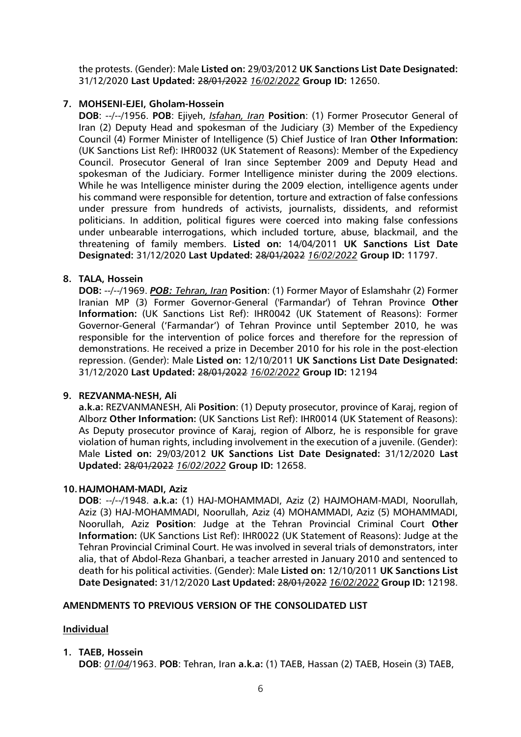the protests. (Gender): Male **Listed on:** 29/03/2012 **UK Sanctions List Date Designated:** 31/12/2020 **Last Updated:** ~~28/01/2022~~ *16/02/2022* **Group ID:** 12650.

7. **MOHSENI-EJEI, Gholam-Hossein**
   **DOB**: --/--/1956. **POB**: Ejiyeh, *Isfahan, Iran* **Position**: (1) Former Prosecutor General of Iran (2) Deputy Head and spokesman of the Judiciary (3) Member of the Expediency Council (4) Former Minister of Intelligence (5) Chief Justice of Iran **Other Information:** (UK Sanctions List Ref): IHR0032 (UK Statement of Reasons): Member of the Expediency Council. Prosecutor General of Iran since September 2009 and Deputy Head and spokesman of the Judiciary. Former Intelligence minister during the 2009 elections. While he was Intelligence minister during the 2009 election, intelligence agents under his command were responsible for detention, torture and extraction of false confessions under pressure from hundreds of activists, journalists, dissidents, and reformist politicians. In addition, political figures were coerced into making false confessions under unbearable interrogations, which included torture, abuse, blackmail, and the threatening of family members. **Listed on:** 14/04/2011 **UK Sanctions List Date Designated:** 31/12/2020 **Last Updated:** ~~28/01/2022~~ *16/02/2022* **Group ID:** 11797.

8. **TALA, Hossein**
   **DOB:** --/--/1969. ***POB: Tehran, Iran*** **Position**: (1) Former Mayor of Eslamshahr (2) Former Iranian MP (3) Former Governor-General ('Farmandar') of Tehran Province **Other Information:** (UK Sanctions List Ref): IHR0042 (UK Statement of Reasons): Former Governor-General ('Farmandar') of Tehran Province until September 2010, he was responsible for the intervention of police forces and therefore for the repression of demonstrations. He received a prize in December 2010 for his role in the post-election repression. (Gender): Male **Listed on:** 12/10/2011 **UK Sanctions List Date Designated:** 31/12/2020 **Last Updated:** ~~28/01/2022~~ *16/02/2022* **Group ID:** 12194

9. **REZVANMA-NESH, Ali**
   **a.k.a:** REZVANMANESH, Ali **Position**: (1) Deputy prosecutor, province of Karaj, region of Alborz **Other Information:** (UK Sanctions List Ref): IHR0014 (UK Statement of Reasons): As Deputy prosecutor province of Karaj, region of Alborz, he is responsible for grave violation of human rights, including involvement in the execution of a juvenile. (Gender): Male **Listed on:** 29/03/2012 **UK Sanctions List Date Designated:** 31/12/2020 **Last Updated:** ~~28/01/2022~~ *16/02/2022* **Group ID:** 12658.

10. **HAJMOHAM-MADI, Aziz**
    **DOB**: --/--/1948. **a.k.a:** (1) HAJ-MOHAMMADI, Aziz (2) HAJMOHAM-MADI, Noorullah, Aziz (3) HAJ-MOHAMMADI, Noorullah, Aziz (4) MOHAMMADI, Aziz (5) MOHAMMADI, Noorullah, Aziz **Position**: Judge at the Tehran Provincial Criminal Court **Other Information:** (UK Sanctions List Ref): IHR0022 (UK Statement of Reasons): Judge at the Tehran Provincial Criminal Court. He was involved in several trials of demonstrators, inter alia, that of Abdol-Reza Ghanbari, a teacher arrested in January 2010 and sentenced to death for his political activities. (Gender): Male **Listed on:** 12/10/2011 **UK Sanctions List Date Designated:** 31/12/2020 **Last Updated:** ~~28/01/2022~~ *16/02/2022* **Group ID:** 12198.

**AMENDMENTS TO PREVIOUS VERSION OF THE CONSOLIDATED LIST**

**Individual**

1. **TAEB, Hossein**
   **DOB**: *01/04*/1963. **POB**: Tehran, Iran **a.k.a:** (1) TAEB, Hassan (2) TAEB, Hosein (3) TAEB,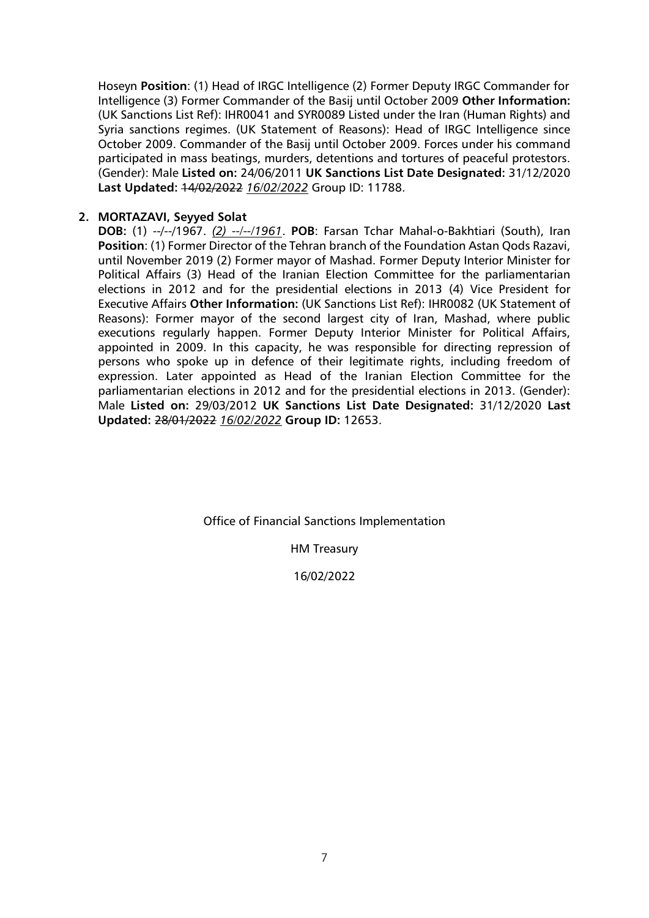Hoseyn **Position**: (1) Head of IRGC Intelligence (2) Former Deputy IRGC Commander for Intelligence (3) Former Commander of the Basij until October 2009 **Other Information:** (UK Sanctions List Ref): IHR0041 and SYR0089 Listed under the Iran (Human Rights) and Syria sanctions regimes. (UK Statement of Reasons): Head of IRGC Intelligence since October 2009. Commander of the Basij until October 2009. Forces under his command participated in mass beatings, murders, detentions and tortures of peaceful protestors. (Gender): Male **Listed on:** 24/06/2011 **UK Sanctions List Date Designated:** 31/12/2020 **Last Updated:** ~~14/02/2022~~ *16/02/2022* Group ID: 11788.

2. **MORTAZAVI, Seyyed Solat**
   **DOB:** (1) --/--/1967. *(2) --/--/1961*. **POB**: Farsan Tchar Mahal-o-Bakhtiari (South), Iran **Position**: (1) Former Director of the Tehran branch of the Foundation Astan Qods Razavi, until November 2019 (2) Former mayor of Mashad. Former Deputy Interior Minister for Political Affairs (3) Head of the Iranian Election Committee for the parliamentarian elections in 2012 and for the presidential elections in 2013 (4) Vice President for Executive Affairs **Other Information:** (UK Sanctions List Ref): IHR0082 (UK Statement of Reasons): Former mayor of the second largest city of Iran, Mashad, where public executions regularly happen. Former Deputy Interior Minister for Political Affairs, appointed in 2009. In this capacity, he was responsible for directing repression of persons who spoke up in defence of their legitimate rights, including freedom of expression. Later appointed as Head of the Iranian Election Committee for the parliamentarian elections in 2012 and for the presidential elections in 2013. (Gender): Male **Listed on:** 29/03/2012 **UK Sanctions List Date Designated:** 31/12/2020 **Last Updated:** ~~28/01/2022~~ *16/02/2022* **Group ID:** 12653.

Office of Financial Sanctions Implementation

HM Treasury

16/02/2022